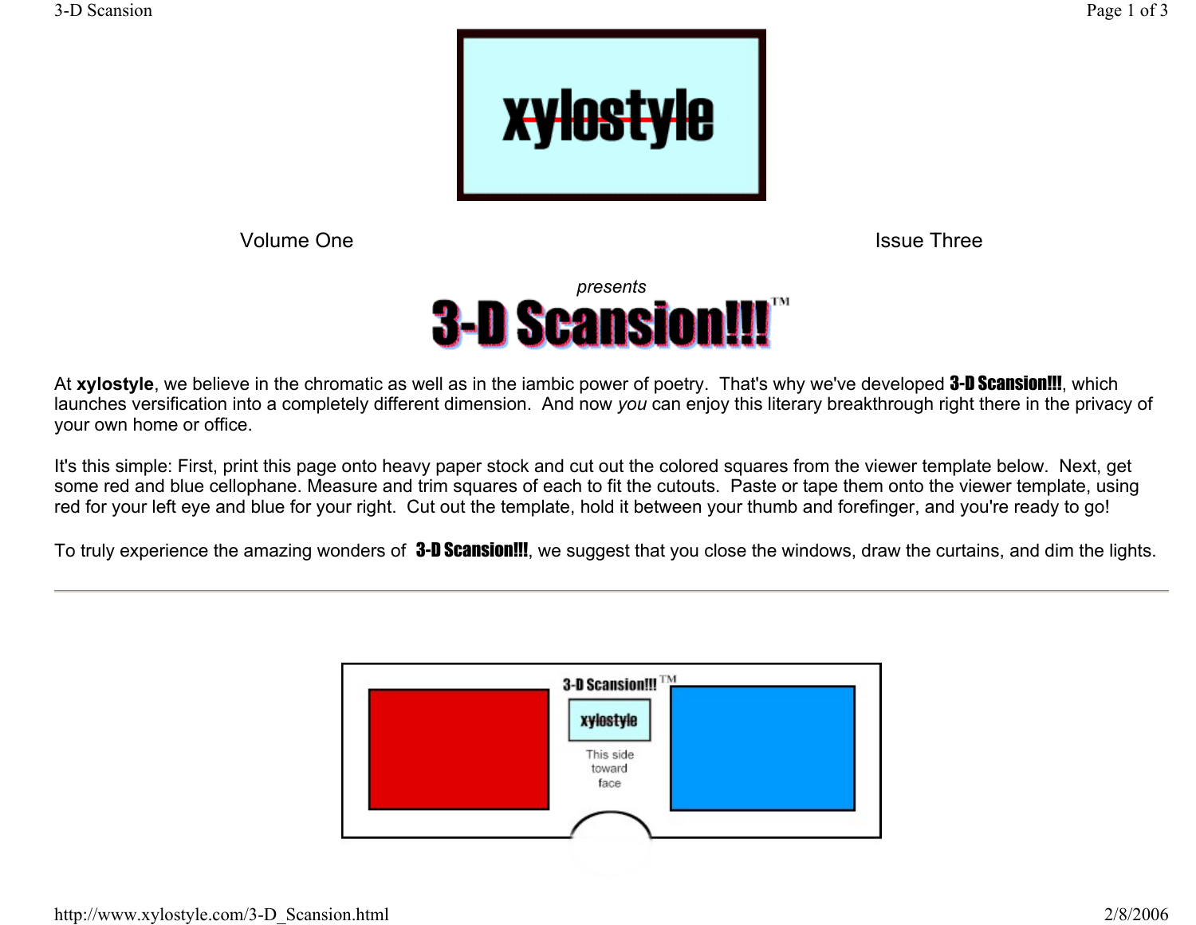# xylostyle

Volume One — Issue Three

*presents*

# 3-D Scansion!!!™

At **xylostyle**, we believe in the chromatic as well as in the iambic power of poetry. That's why we've developed **3-D Scansion!!!**, which launches versification into a completely different dimension. And now *you* can enjoy this literary breakthrough right there in the privacy of your own home or office.

It's this simple: First, print this page onto heavy paper stock and cut out the colored squares from the viewer template below. Next, get some red and blue cellophane. Measure and trim squares of each to fit the cutouts. Paste or tape them onto the viewer template, using red for your left eye and blue for your right. Cut out the template, hold it between your thumb and forefinger, and you're ready to go!

To truly experience the amazing wonders of **3-D Scansion!!!**, we suggest that you close the windows, draw the curtains, and dim the lights.

---

3-D Scansion!!!™

xylostyle

This side toward face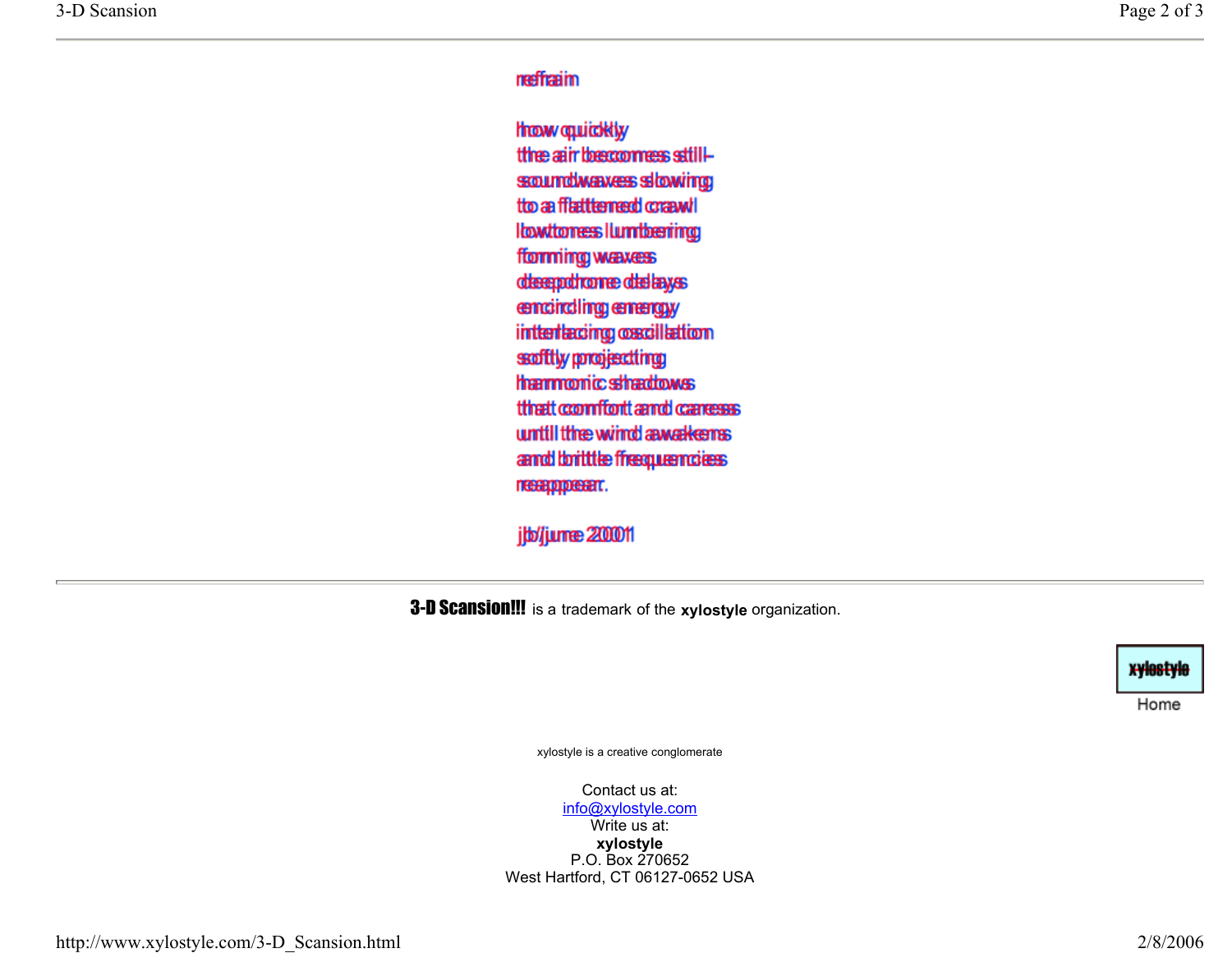refrain

how quickly
the air becomes still-
soundwaves slowing
to a flattened crawl
lowtones lumbering
forming waves
deepdrone delays
encircling energy
interlacing oscillation
softly projecting
harmonic shadows
that comfort and caress
until the wind awakens
and brittle frequencies
reappear.

jb/june 2001

---

**3-D Scansion!!!** is a trademark of the **xylostyle** organization.

xylostyle

Home

xylostyle is a creative conglomerate

Contact us at:
info@xylostyle.com
Write us at:
**xylostyle**
P.O. Box 270652
West Hartford, CT 06127-0652 USA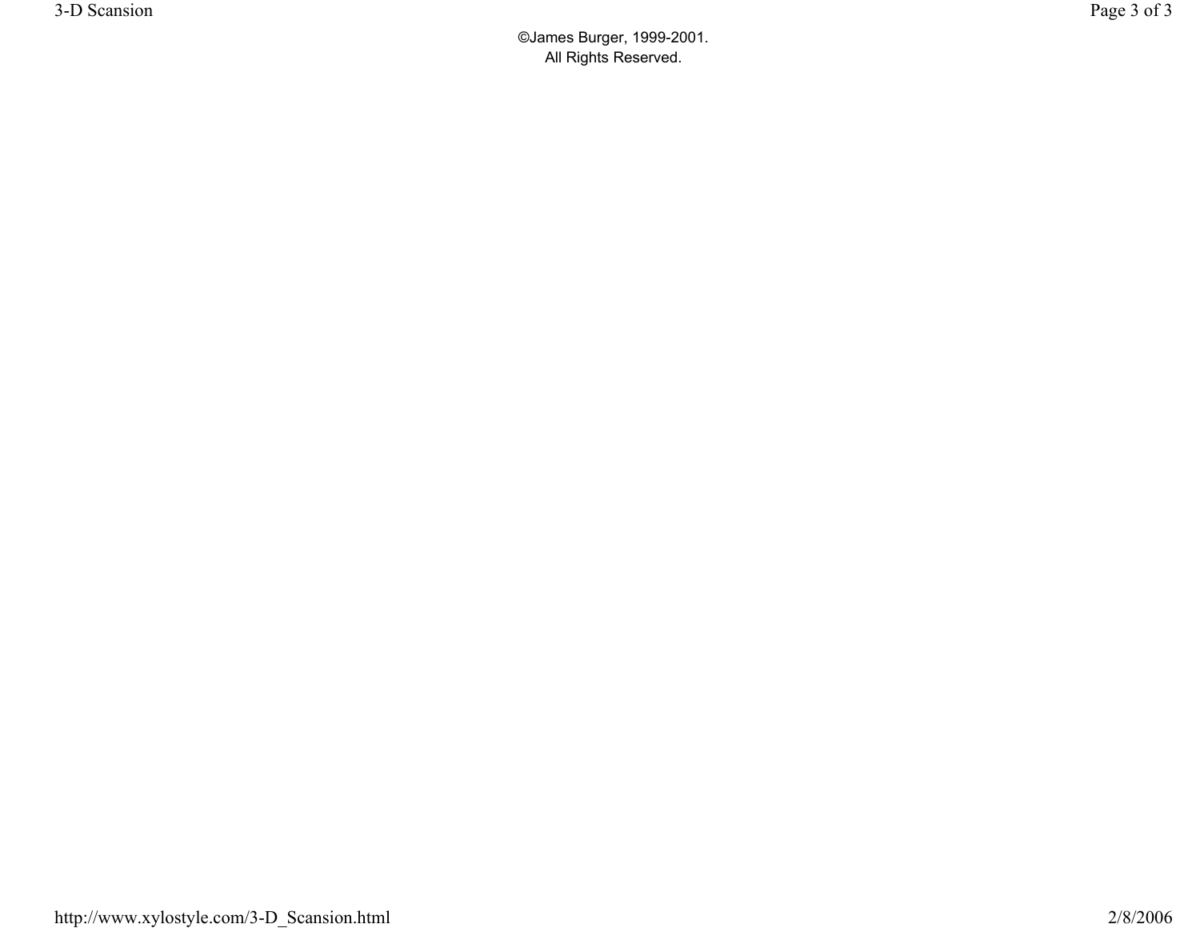©James Burger, 1999-2001.
All Rights Reserved.